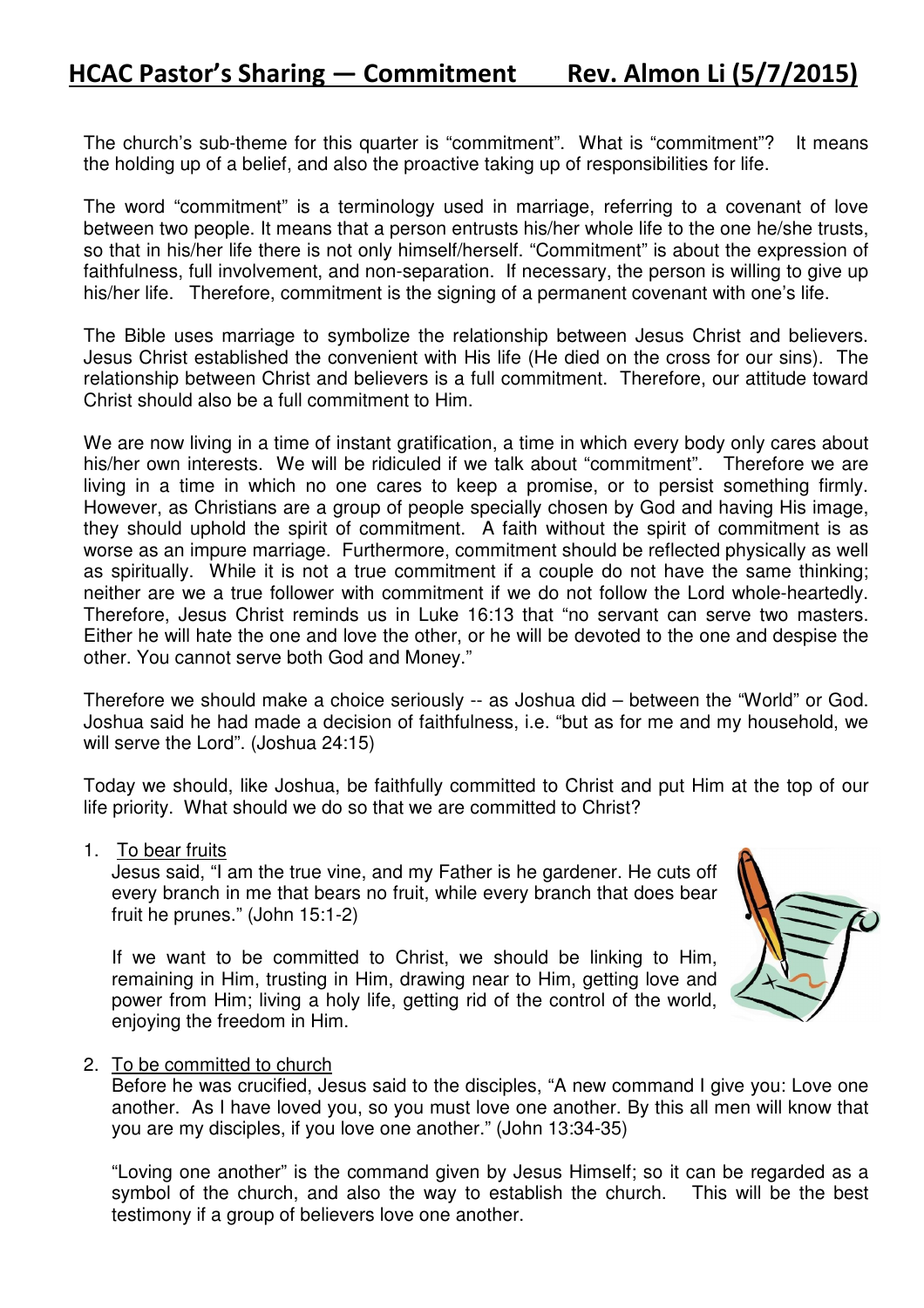# HCAC Pastor's Sharing — Commitment      Rev. Almon Li (5/7/2015)

The church's sub-theme for this quarter is "commitment". What is "commitment"? It means the holding up of a belief, and also the proactive taking up of responsibilities for life.

The word "commitment" is a terminology used in marriage, referring to a covenant of love between two people. It means that a person entrusts his/her whole life to the one he/she trusts, so that in his/her life there is not only himself/herself. "Commitment" is about the expression of faithfulness, full involvement, and non-separation. If necessary, the person is willing to give up his/her life. Therefore, commitment is the signing of a permanent covenant with one's life.

The Bible uses marriage to symbolize the relationship between Jesus Christ and believers. Jesus Christ established the convenient with His life (He died on the cross for our sins). The relationship between Christ and believers is a full commitment. Therefore, our attitude toward Christ should also be a full commitment to Him.

We are now living in a time of instant gratification, a time in which every body only cares about his/her own interests. We will be ridiculed if we talk about "commitment". Therefore we are living in a time in which no one cares to keep a promise, or to persist something firmly. However, as Christians are a group of people specially chosen by God and having His image, they should uphold the spirit of commitment. A faith without the spirit of commitment is as worse as an impure marriage. Furthermore, commitment should be reflected physically as well as spiritually. While it is not a true commitment if a couple do not have the same thinking; neither are we a true follower with commitment if we do not follow the Lord whole-heartedly. Therefore, Jesus Christ reminds us in Luke 16:13 that "no servant can serve two masters. Either he will hate the one and love the other, or he will be devoted to the one and despise the other. You cannot serve both God and Money."

Therefore we should make a choice seriously -- as Joshua did – between the "World" or God. Joshua said he had made a decision of faithfulness, i.e. "but as for me and my household, we will serve the Lord". (Joshua 24:15)

Today we should, like Joshua, be faithfully committed to Christ and put Him at the top of our life priority. What should we do so that we are committed to Christ?

1. <u>To bear fruits</u>
   Jesus said, "I am the true vine, and my Father is he gardener. He cuts off every branch in me that bears no fruit, while every branch that does bear fruit he prunes." (John 15:1-2)

   If we want to be committed to Christ, we should be linking to Him, remaining in Him, trusting in Him, drawing near to Him, getting love and power from Him; living a holy life, getting rid of the control of the world, enjoying the freedom in Him.

2. <u>To be committed to church</u>
   Before he was crucified, Jesus said to the disciples, "A new command I give you: Love one another. As I have loved you, so you must love one another. By this all men will know that you are my disciples, if you love one another." (John 13:34-35)

   "Loving one another" is the command given by Jesus Himself; so it can be regarded as a symbol of the church, and also the way to establish the church. This will be the best testimony if a group of believers love one another.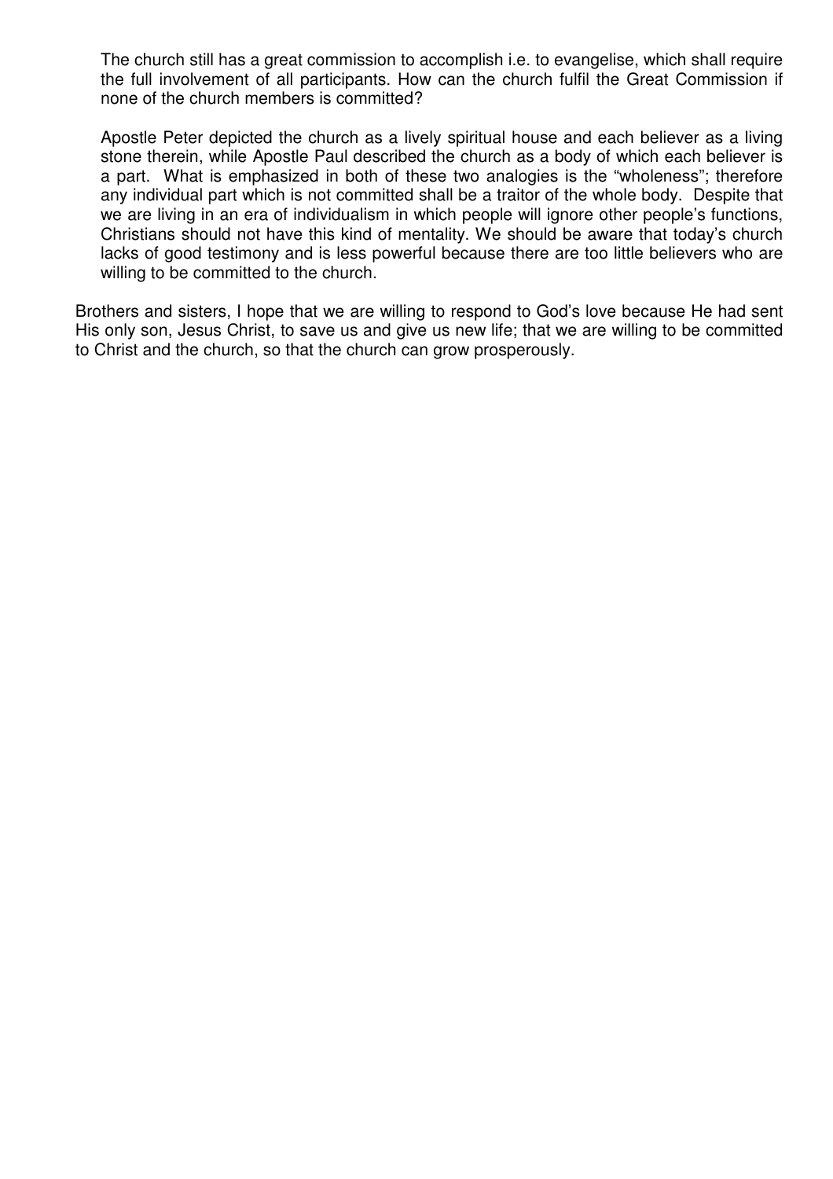The church still has a great commission to accomplish i.e. to evangelise, which shall require the full involvement of all participants. How can the church fulfil the Great Commission if none of the church members is committed?

Apostle Peter depicted the church as a lively spiritual house and each believer as a living stone therein, while Apostle Paul described the church as a body of which each believer is a part. What is emphasized in both of these two analogies is the "wholeness"; therefore any individual part which is not committed shall be a traitor of the whole body. Despite that we are living in an era of individualism in which people will ignore other people's functions, Christians should not have this kind of mentality. We should be aware that today's church lacks of good testimony and is less powerful because there are too little believers who are willing to be committed to the church.

Brothers and sisters, I hope that we are willing to respond to God's love because He had sent His only son, Jesus Christ, to save us and give us new life; that we are willing to be committed to Christ and the church, so that the church can grow prosperously.